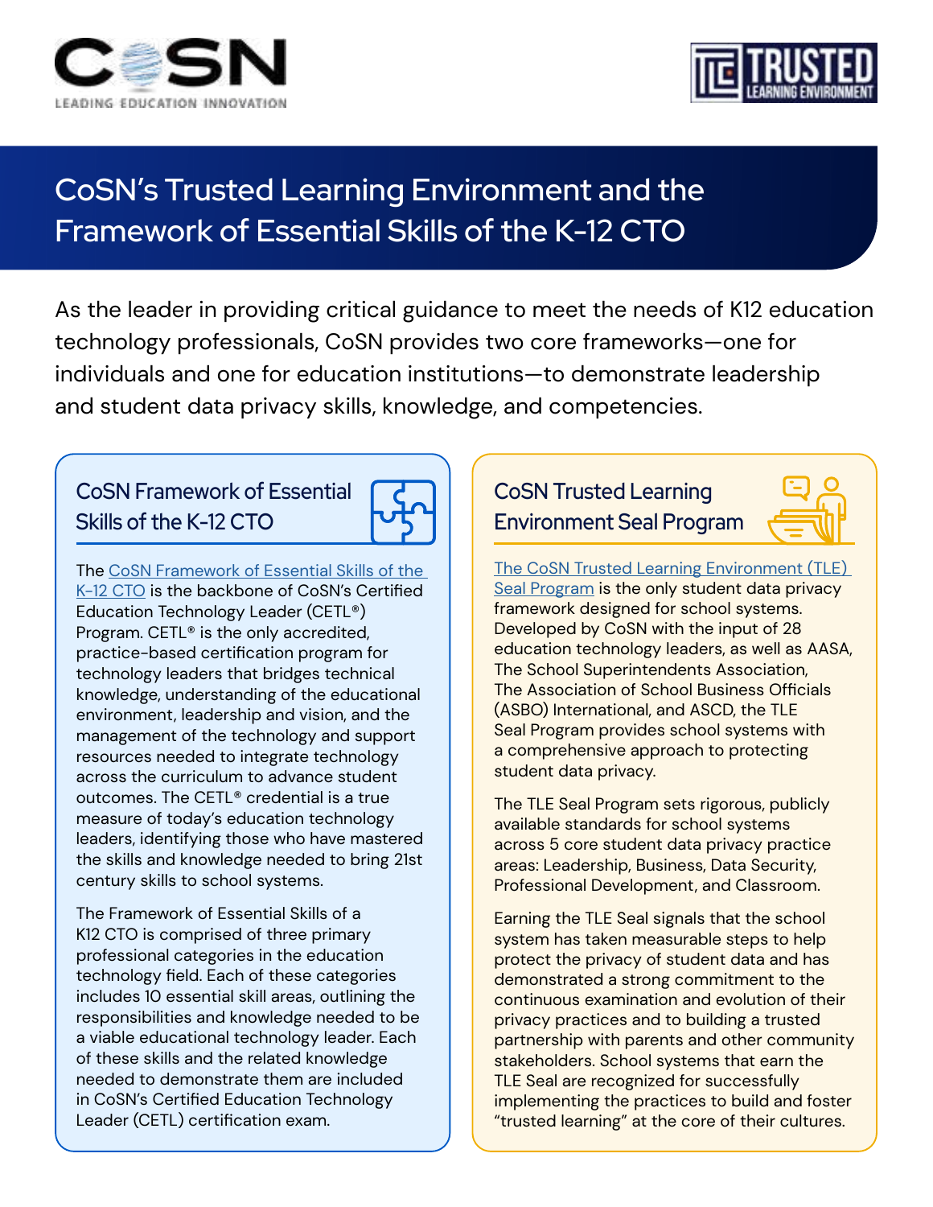# CoSN's Trusted Learning Environment and the Framework of Essential Skills of the K-12 CTO

As the leader in providing critical guidance to meet the needs of K12 education technology professionals, CoSN provides two core frameworks—one for individuals and one for education institutions—to demonstrate leadership and student data privacy skills, knowledge, and competencies.

## CoSN Framework of Essential Skills of the K-12 CTO

The CoSN Framework of Essential Skills of the K-12 CTO is the backbone of CoSN's Certified Education Technology Leader (CETL®) Program. CETL® is the only accredited, practice-based certification program for technology leaders that bridges technical knowledge, understanding of the educational environment, leadership and vision, and the management of the technology and support resources needed to integrate technology across the curriculum to advance student outcomes. The CETL® credential is a true measure of today's education technology leaders, identifying those who have mastered the skills and knowledge needed to bring 21st century skills to school systems.

The Framework of Essential Skills of a K12 CTO is comprised of three primary professional categories in the education technology field. Each of these categories includes 10 essential skill areas, outlining the responsibilities and knowledge needed to be a viable educational technology leader. Each of these skills and the related knowledge needed to demonstrate them are included in CoSN's Certified Education Technology Leader (CETL) certification exam.

## CoSN Trusted Learning Environment Seal Program

The CoSN Trusted Learning Environment (TLE) Seal Program is the only student data privacy framework designed for school systems. Developed by CoSN with the input of 28 education technology leaders, as well as AASA, The School Superintendents Association, The Association of School Business Officials (ASBO) International, and ASCD, the TLE Seal Program provides school systems with a comprehensive approach to protecting student data privacy.

The TLE Seal Program sets rigorous, publicly available standards for school systems across 5 core student data privacy practice areas: Leadership, Business, Data Security, Professional Development, and Classroom.

Earning the TLE Seal signals that the school system has taken measurable steps to help protect the privacy of student data and has demonstrated a strong commitment to the continuous examination and evolution of their privacy practices and to building a trusted partnership with parents and other community stakeholders. School systems that earn the TLE Seal are recognized for successfully implementing the practices to build and foster "trusted learning" at the core of their cultures.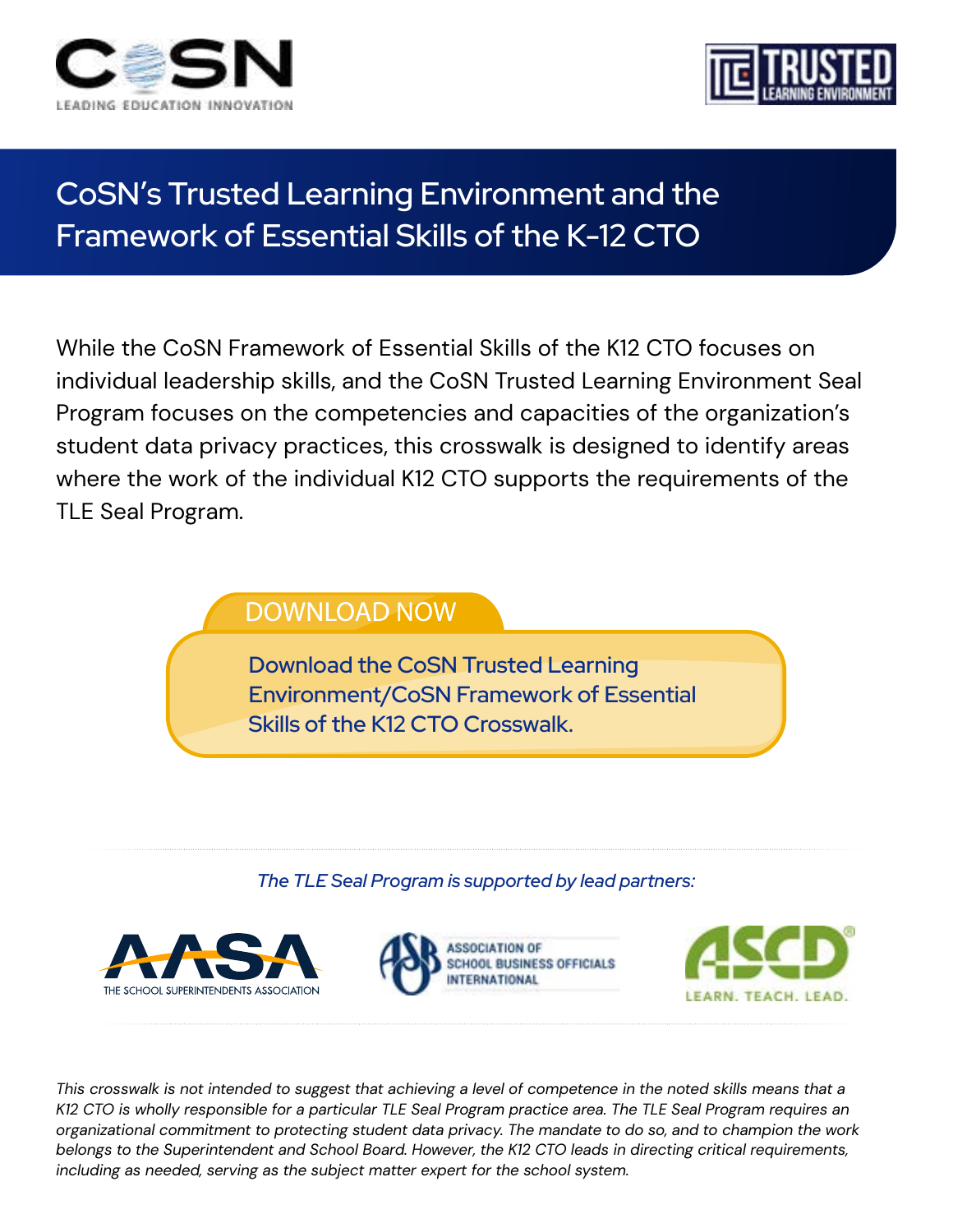# CoSN's Trusted Learning Environment and the Framework of Essential Skills of the K-12 CTO

While the CoSN Framework of Essential Skills of the K12 CTO focuses on individual leadership skills, and the CoSN Trusted Learning Environment Seal Program focuses on the competencies and capacities of the organization's student data privacy practices, this crosswalk is designed to identify areas where the work of the individual K12 CTO supports the requirements of the TLE Seal Program.

## DOWNLOAD NOW

Download the CoSN Trusted Learning Environment/CoSN Framework of Essential Skills of the K12 CTO Crosswalk.

*The TLE Seal Program is supported by lead partners:*

AASA THE SCHOOL SUPERINTENDENTS ASSOCIATION

ASSOCIATION OF SCHOOL BUSINESS OFFICIALS INTERNATIONAL

ASCD LEARN. TEACH. LEAD.

*This crosswalk is not intended to suggest that achieving a level of competence in the noted skills means that a K12 CTO is wholly responsible for a particular TLE Seal Program practice area. The TLE Seal Program requires an organizational commitment to protecting student data privacy. The mandate to do so, and to champion the work belongs to the Superintendent and School Board. However, the K12 CTO leads in directing critical requirements, including as needed, serving as the subject matter expert for the school system.*